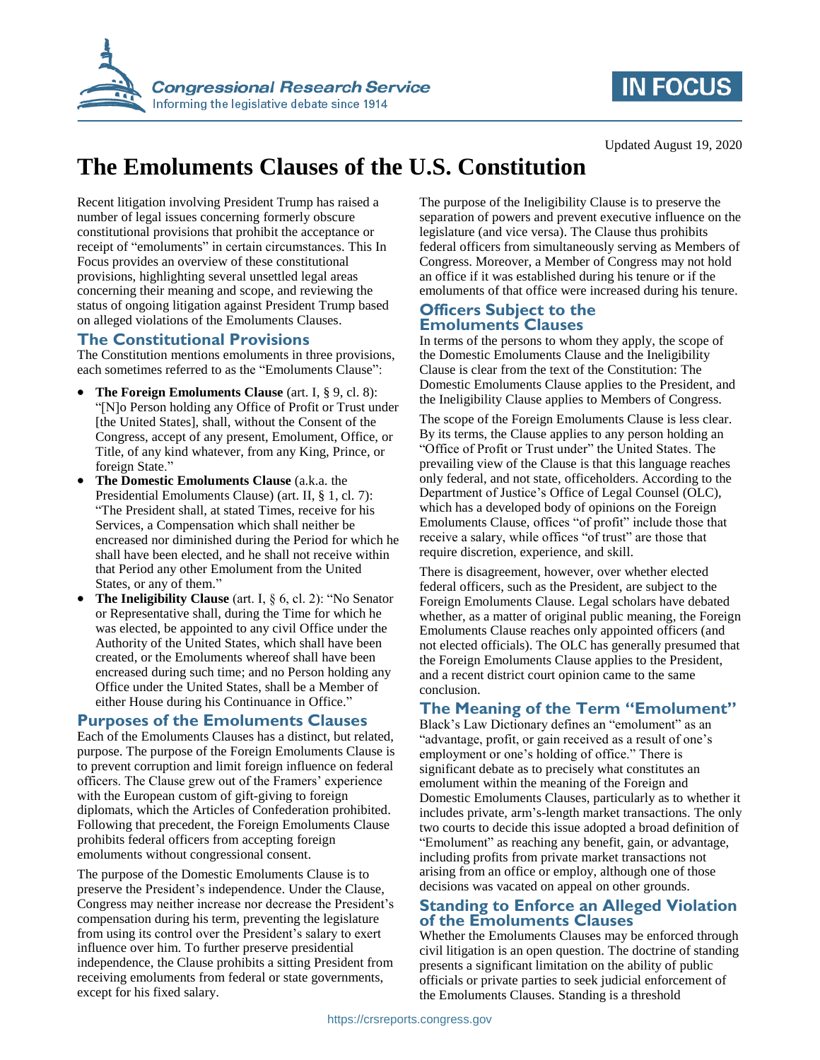Updated August 19, 2020

# The Emoluments Clauses of the U.S. Constitution

Recent litigation involving President Trump has raised a number of legal issues concerning formerly obscure constitutional provisions that prohibit the acceptance or receipt of "emoluments" in certain circumstances. This In Focus provides an overview of these constitutional provisions, highlighting several unsettled legal areas concerning their meaning and scope, and reviewing the status of ongoing litigation against President Trump based on alleged violations of the Emoluments Clauses.

## The Constitutional Provisions

The Constitution mentions emoluments in three provisions, each sometimes referred to as the "Emoluments Clause":

- **The Foreign Emoluments Clause** (art. I, § 9, cl. 8): "[N]o Person holding any Office of Profit or Trust under [the United States], shall, without the Consent of the Congress, accept of any present, Emolument, Office, or Title, of any kind whatever, from any King, Prince, or foreign State."
- **The Domestic Emoluments Clause** (a.k.a. the Presidential Emoluments Clause) (art. II, § 1, cl. 7): "The President shall, at stated Times, receive for his Services, a Compensation which shall neither be encreased nor diminished during the Period for which he shall have been elected, and he shall not receive within that Period any other Emolument from the United States, or any of them."
- **The Ineligibility Clause** (art. I, § 6, cl. 2): "No Senator or Representative shall, during the Time for which he was elected, be appointed to any civil Office under the Authority of the United States, which shall have been created, or the Emoluments whereof shall have been encreased during such time; and no Person holding any Office under the United States, shall be a Member of either House during his Continuance in Office."

## Purposes of the Emoluments Clauses

Each of the Emoluments Clauses has a distinct, but related, purpose. The purpose of the Foreign Emoluments Clause is to prevent corruption and limit foreign influence on federal officers. The Clause grew out of the Framers' experience with the European custom of gift-giving to foreign diplomats, which the Articles of Confederation prohibited. Following that precedent, the Foreign Emoluments Clause prohibits federal officers from accepting foreign emoluments without congressional consent.

The purpose of the Domestic Emoluments Clause is to preserve the President's independence. Under the Clause, Congress may neither increase nor decrease the President's compensation during his term, preventing the legislature from using its control over the President's salary to exert influence over him. To further preserve presidential independence, the Clause prohibits a sitting President from receiving emoluments from federal or state governments, except for his fixed salary.

The purpose of the Ineligibility Clause is to preserve the separation of powers and prevent executive influence on the legislature (and vice versa). The Clause thus prohibits federal officers from simultaneously serving as Members of Congress. Moreover, a Member of Congress may not hold an office if it was established during his tenure or if the emoluments of that office were increased during his tenure.

## Officers Subject to the Emoluments Clauses

In terms of the persons to whom they apply, the scope of the Domestic Emoluments Clause and the Ineligibility Clause is clear from the text of the Constitution: The Domestic Emoluments Clause applies to the President, and the Ineligibility Clause applies to Members of Congress.

The scope of the Foreign Emoluments Clause is less clear. By its terms, the Clause applies to any person holding an "Office of Profit or Trust under" the United States. The prevailing view of the Clause is that this language reaches only federal, and not state, officeholders. According to the Department of Justice's Office of Legal Counsel (OLC), which has a developed body of opinions on the Foreign Emoluments Clause, offices "of profit" include those that receive a salary, while offices "of trust" are those that require discretion, experience, and skill.

There is disagreement, however, over whether elected federal officers, such as the President, are subject to the Foreign Emoluments Clause. Legal scholars have debated whether, as a matter of original public meaning, the Foreign Emoluments Clause reaches only appointed officers (and not elected officials). The OLC has generally presumed that the Foreign Emoluments Clause applies to the President, and a recent district court opinion came to the same conclusion.

## The Meaning of the Term "Emolument"

Black's Law Dictionary defines an "emolument" as an "advantage, profit, or gain received as a result of one's employment or one's holding of office." There is significant debate as to precisely what constitutes an emolument within the meaning of the Foreign and Domestic Emoluments Clauses, particularly as to whether it includes private, arm's-length market transactions. The only two courts to decide this issue adopted a broad definition of "Emolument" as reaching any benefit, gain, or advantage, including profits from private market transactions not arising from an office or employ, although one of those decisions was vacated on appeal on other grounds.

## Standing to Enforce an Alleged Violation of the Emoluments Clauses

Whether the Emoluments Clauses may be enforced through civil litigation is an open question. The doctrine of standing presents a significant limitation on the ability of public officials or private parties to seek judicial enforcement of the Emoluments Clauses. Standing is a threshold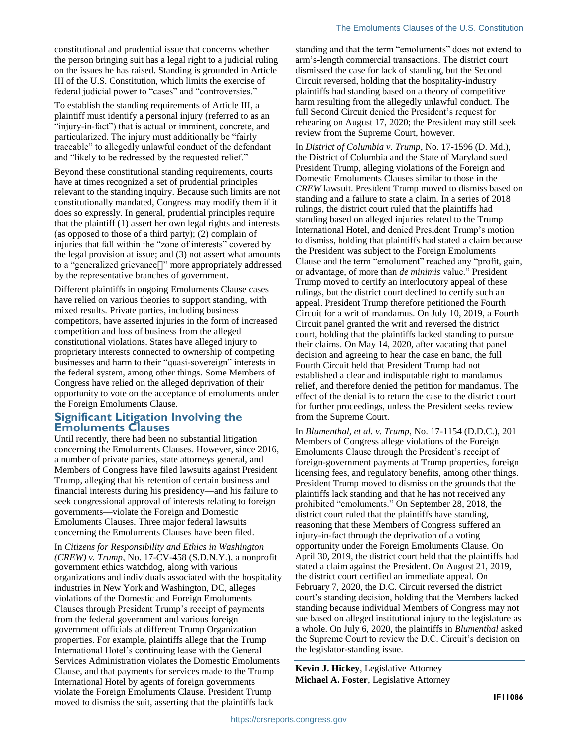constitutional and prudential issue that concerns whether the person bringing suit has a legal right to a judicial ruling on the issues he has raised. Standing is grounded in Article III of the U.S. Constitution, which limits the exercise of federal judicial power to "cases" and "controversies."

To establish the standing requirements of Article III, a plaintiff must identify a personal injury (referred to as an "injury-in-fact") that is actual or imminent, concrete, and particularized. The injury must additionally be "fairly traceable" to allegedly unlawful conduct of the defendant and "likely to be redressed by the requested relief."

Beyond these constitutional standing requirements, courts have at times recognized a set of prudential principles relevant to the standing inquiry. Because such limits are not constitutionally mandated, Congress may modify them if it does so expressly. In general, prudential principles require that the plaintiff (1) assert her own legal rights and interests (as opposed to those of a third party); (2) complain of injuries that fall within the "zone of interests" covered by the legal provision at issue; and (3) not assert what amounts to a "generalized grievance[]" more appropriately addressed by the representative branches of government.

Different plaintiffs in ongoing Emoluments Clause cases have relied on various theories to support standing, with mixed results. Private parties, including business competitors, have asserted injuries in the form of increased competition and loss of business from the alleged constitutional violations. States have alleged injury to proprietary interests connected to ownership of competing businesses and harm to their "quasi-sovereign" interests in the federal system, among other things. Some Members of Congress have relied on the alleged deprivation of their opportunity to vote on the acceptance of emoluments under the Foreign Emoluments Clause.

## Significant Litigation Involving the Emoluments Clauses

Until recently, there had been no substantial litigation concerning the Emoluments Clauses. However, since 2016, a number of private parties, state attorneys general, and Members of Congress have filed lawsuits against President Trump, alleging that his retention of certain business and financial interests during his presidency—and his failure to seek congressional approval of interests relating to foreign governments—violate the Foreign and Domestic Emoluments Clauses. Three major federal lawsuits concerning the Emoluments Clauses have been filed.

In *Citizens for Responsibility and Ethics in Washington (CREW) v. Trump*, No. 17-CV-458 (S.D.N.Y.), a nonprofit government ethics watchdog, along with various organizations and individuals associated with the hospitality industries in New York and Washington, DC, alleges violations of the Domestic and Foreign Emoluments Clauses through President Trump's receipt of payments from the federal government and various foreign government officials at different Trump Organization properties. For example, plaintiffs allege that the Trump International Hotel's continuing lease with the General Services Administration violates the Domestic Emoluments Clause, and that payments for services made to the Trump International Hotel by agents of foreign governments violate the Foreign Emoluments Clause. President Trump moved to dismiss the suit, asserting that the plaintiffs lack standing and that the term "emoluments" does not extend to arm's-length commercial transactions. The district court dismissed the case for lack of standing, but the Second Circuit reversed, holding that the hospitality-industry plaintiffs had standing based on a theory of competitive harm resulting from the allegedly unlawful conduct. The full Second Circuit denied the President's request for rehearing on August 17, 2020; the President may still seek review from the Supreme Court, however.

In *District of Columbia v. Trump*, No. 17-1596 (D. Md.), the District of Columbia and the State of Maryland sued President Trump, alleging violations of the Foreign and Domestic Emoluments Clauses similar to those in the *CREW* lawsuit. President Trump moved to dismiss based on standing and a failure to state a claim. In a series of 2018 rulings, the district court ruled that the plaintiffs had standing based on alleged injuries related to the Trump International Hotel, and denied President Trump's motion to dismiss, holding that plaintiffs had stated a claim because the President was subject to the Foreign Emoluments Clause and the term "emolument" reached any "profit, gain, or advantage, of more than *de minimis* value." President Trump moved to certify an interlocutory appeal of these rulings, but the district court declined to certify such an appeal. President Trump therefore petitioned the Fourth Circuit for a writ of mandamus. On July 10, 2019, a Fourth Circuit panel granted the writ and reversed the district court, holding that the plaintiffs lacked standing to pursue their claims. On May 14, 2020, after vacating that panel decision and agreeing to hear the case en banc, the full Fourth Circuit held that President Trump had not established a clear and indisputable right to mandamus relief, and therefore denied the petition for mandamus. The effect of the denial is to return the case to the district court for further proceedings, unless the President seeks review from the Supreme Court.

In *Blumenthal, et al. v. Trump*, No. 17-1154 (D.D.C.), 201 Members of Congress allege violations of the Foreign Emoluments Clause through the President's receipt of foreign-government payments at Trump properties, foreign licensing fees, and regulatory benefits, among other things. President Trump moved to dismiss on the grounds that the plaintiffs lack standing and that he has not received any prohibited "emoluments." On September 28, 2018, the district court ruled that the plaintiffs have standing, reasoning that these Members of Congress suffered an injury-in-fact through the deprivation of a voting opportunity under the Foreign Emoluments Clause. On April 30, 2019, the district court held that the plaintiffs had stated a claim against the President. On August 21, 2019, the district court certified an immediate appeal. On February 7, 2020, the D.C. Circuit reversed the district court's standing decision, holding that the Members lacked standing because individual Members of Congress may not sue based on alleged institutional injury to the legislature as a whole. On July 6, 2020, the plaintiffs in *Blumenthal* asked the Supreme Court to review the D.C. Circuit's decision on the legislator-standing issue.

**Kevin J. Hickey**, Legislative Attorney
**Michael A. Foster**, Legislative Attorney

IF11086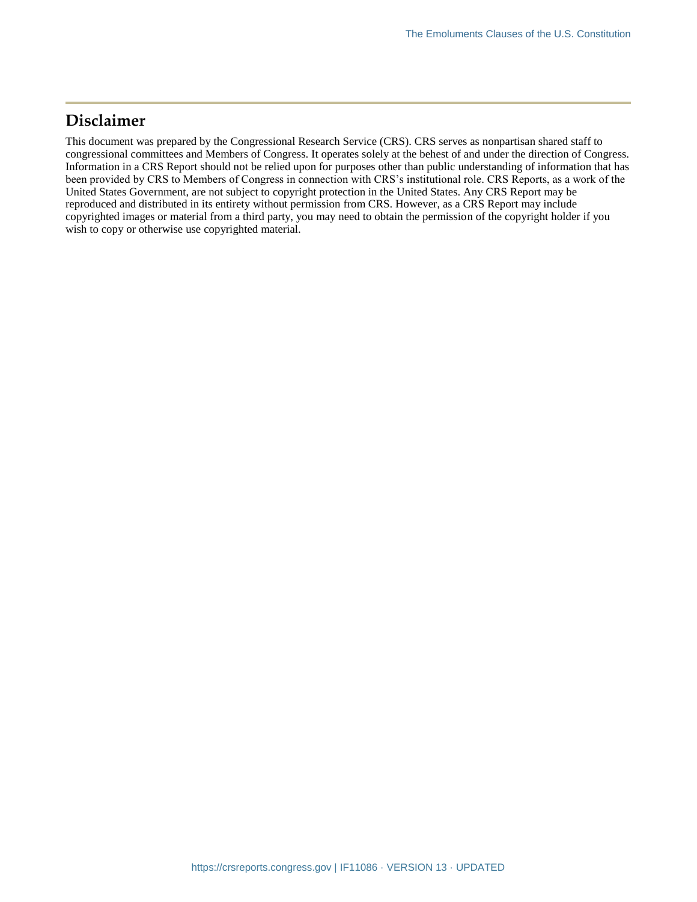## Disclaimer

This document was prepared by the Congressional Research Service (CRS). CRS serves as nonpartisan shared staff to congressional committees and Members of Congress. It operates solely at the behest of and under the direction of Congress. Information in a CRS Report should not be relied upon for purposes other than public understanding of information that has been provided by CRS to Members of Congress in connection with CRS's institutional role. CRS Reports, as a work of the United States Government, are not subject to copyright protection in the United States. Any CRS Report may be reproduced and distributed in its entirety without permission from CRS. However, as a CRS Report may include copyrighted images or material from a third party, you may need to obtain the permission of the copyright holder if you wish to copy or otherwise use copyrighted material.